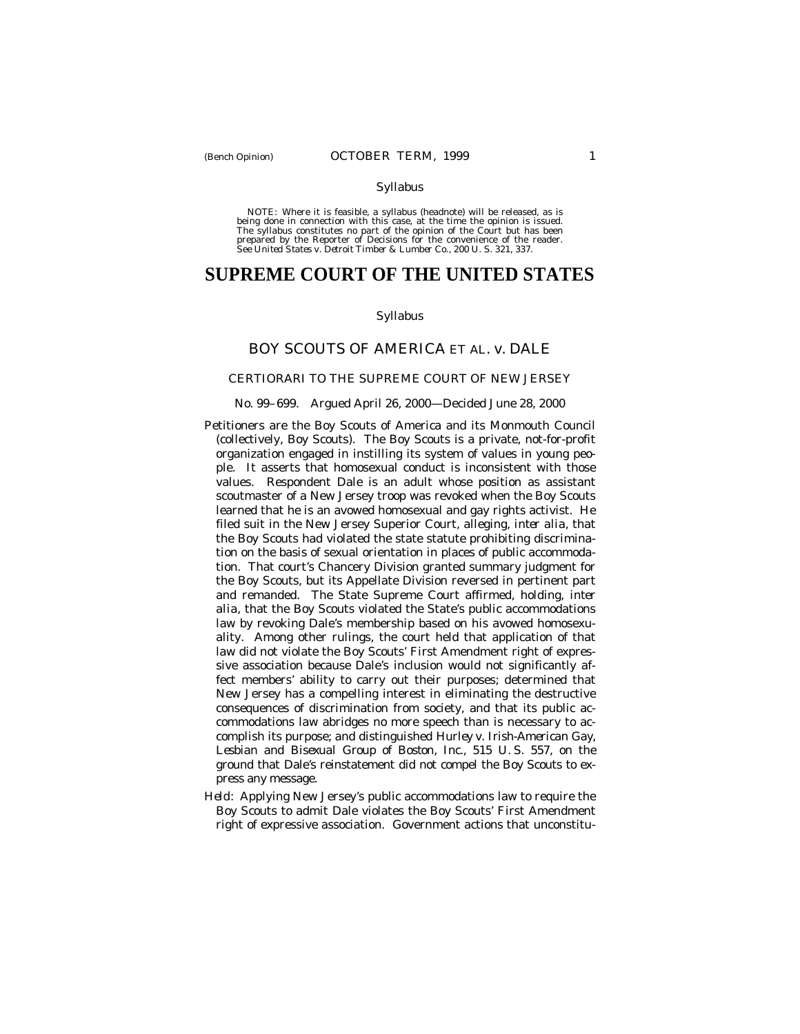NOTE: Where it is feasible, a syllabus (headnote) will be released, as is being done in connection with this case, at the time the opinion is issued. The syllabus constitutes no part of the opinion of the Court but has been prepared by the Reporter of Decisions for the convenience of the reader. See *United States* v. *Detroit Timber & Lumber Co.,* 200 U. S. 321, 337.

# SUPREME COURT OF THE UNITED STATES

Syllabus

## BOY SCOUTS OF AMERICA ET AL. *v.* DALE

CERTIORARI TO THE SUPREME COURT OF NEW JERSEY

No. 99–699. Argued April 26, 2000—Decided June 28, 2000

Petitioners are the Boy Scouts of America and its Monmouth Council (collectively, Boy Scouts). The Boy Scouts is a private, not-for-profit organization engaged in instilling its system of values in young people. It asserts that homosexual conduct is inconsistent with those values. Respondent Dale is an adult whose position as assistant scoutmaster of a New Jersey troop was revoked when the Boy Scouts learned that he is an avowed homosexual and gay rights activist. He filed suit in the New Jersey Superior Court, alleging, *inter alia*, that the Boy Scouts had violated the state statute prohibiting discrimination on the basis of sexual orientation in places of public accommodation. That court's Chancery Division granted summary judgment for the Boy Scouts, but its Appellate Division reversed in pertinent part and remanded. The State Supreme Court affirmed, holding, *inter alia*, that the Boy Scouts violated the State's public accommodations law by revoking Dale's membership based on his avowed homosexuality. Among other rulings, the court held that application of that law did not violate the Boy Scouts' First Amendment right of expressive association because Dale's inclusion would not significantly affect members' ability to carry out their purposes; determined that New Jersey has a compelling interest in eliminating the destructive consequences of discrimination from society, and that its public accommodations law abridges no more speech than is necessary to accomplish its purpose; and distinguished *Hurley* v. *Irish-American Gay, Lesbian and Bisexual Group of Boston, Inc.*, 515 U. S. 557, on the ground that Dale's reinstatement did not compel the Boy Scouts to express any message.

*Held*: Applying New Jersey's public accommodations law to require the Boy Scouts to admit Dale violates the Boy Scouts' First Amendment right of expressive association. Government actions that unconstitu-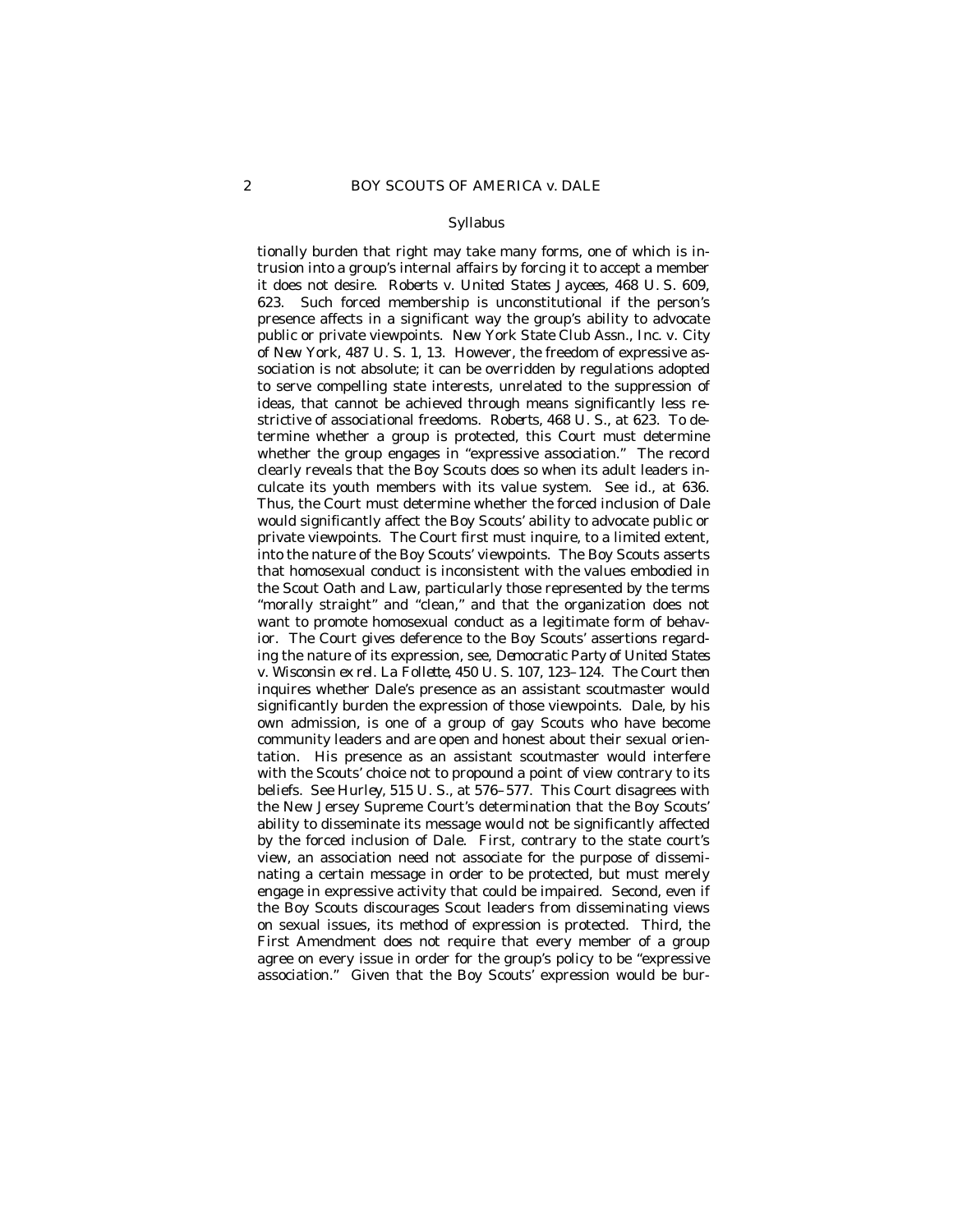tionally burden that right may take many forms, one of which is intrusion into a group's internal affairs by forcing it to accept a member it does not desire. *Roberts* v. *United States Jaycees*, 468 U. S. 609, 623. Such forced membership is unconstitutional if the person's presence affects in a significant way the group's ability to advocate public or private viewpoints. *New York State Club Assn., Inc.* v. *City of New York*, 487 U. S. 1, 13. However, the freedom of expressive association is not absolute; it can be overridden by regulations adopted to serve compelling state interests, unrelated to the suppression of ideas, that cannot be achieved through means significantly less restrictive of associational freedoms. *Roberts*, 468 U. S., at 623. To determine whether a group is protected, this Court must determine whether the group engages in "expressive association." The record clearly reveals that the Boy Scouts does so when its adult leaders inculcate its youth members with its value system. See *id.*, at 636. Thus, the Court must determine whether the forced inclusion of Dale would significantly affect the Boy Scouts' ability to advocate public or private viewpoints. The Court first must inquire, to a limited extent, into the nature of the Boy Scouts' viewpoints. The Boy Scouts asserts that homosexual conduct is inconsistent with the values embodied in the Scout Oath and Law, particularly those represented by the terms "morally straight" and "clean," and that the organization does not want to promote homosexual conduct as a legitimate form of behavior. The Court gives deference to the Boy Scouts' assertions regarding the nature of its expression, see, *Democratic Party of United States* v. *Wisconsin ex rel. La Follette*, 450 U. S. 107, 123–124. The Court then inquires whether Dale's presence as an assistant scoutmaster would significantly burden the expression of those viewpoints. Dale, by his own admission, is one of a group of gay Scouts who have become community leaders and are open and honest about their sexual orientation. His presence as an assistant scoutmaster would interfere with the Scouts' choice not to propound a point of view contrary to its beliefs. See *Hurley*, 515 U. S., at 576–577. This Court disagrees with the New Jersey Supreme Court's determination that the Boy Scouts' ability to disseminate its message would not be significantly affected by the forced inclusion of Dale. First, contrary to the state court's view, an association need not associate for the purpose of disseminating a certain message in order to be protected, but must merely engage in expressive activity that could be impaired. Second, even if the Boy Scouts discourages Scout leaders from disseminating views on sexual issues, its method of expression is protected. Third, the First Amendment does not require that every member of a group agree on every issue in order for the group's policy to be "expressive association." Given that the Boy Scouts' expression would be bur-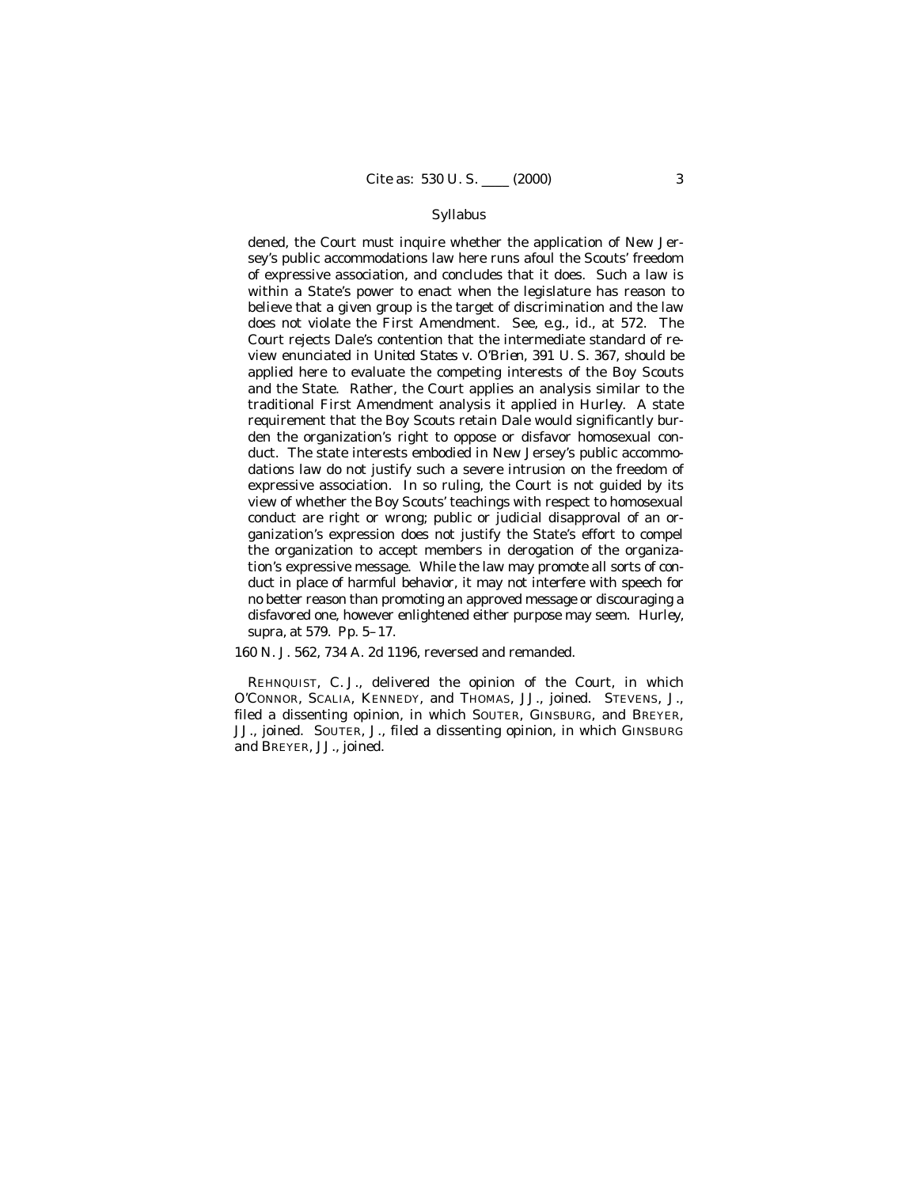dened, the Court must inquire whether the application of New Jersey's public accommodations law here runs afoul the Scouts' freedom of expressive association, and concludes that it does. Such a law is within a State's power to enact when the legislature has reason to believe that a given group is the target of discrimination and the law does not violate the First Amendment. See, *e.g.*, *id.*, at 572. The Court rejects Dale's contention that the intermediate standard of review enunciated in *United States* v. *O'Brien*, 391 U. S. 367, should be applied here to evaluate the competing interests of the Boy Scouts and the State. Rather, the Court applies an analysis similar to the traditional First Amendment analysis it applied in *Hurley*. A state requirement that the Boy Scouts retain Dale would significantly burden the organization's right to oppose or disfavor homosexual conduct. The state interests embodied in New Jersey's public accommodations law do not justify such a severe intrusion on the freedom of expressive association. In so ruling, the Court is not guided by its view of whether the Boy Scouts' teachings with respect to homosexual conduct are right or wrong; public or judicial disapproval of an organization's expression does not justify the State's effort to compel the organization to accept members in derogation of the organization's expressive message. While the law may promote all sorts of conduct in place of harmful behavior, it may not interfere with speech for no better reason than promoting an approved message or discouraging a disfavored one, however enlightened either purpose may seem. *Hurley*, *supra*, at 579. Pp. 5–17.

160 N. J. 562, 734 A. 2d 1196, reversed and remanded.

REHNQUIST, C. J., delivered the opinion of the Court, in which O'CONNOR, SCALIA, KENNEDY, and THOMAS, JJ., joined. STEVENS, J., filed a dissenting opinion, in which SOUTER, GINSBURG, and BREYER, JJ., joined. SOUTER, J., filed a dissenting opinion, in which GINSBURG and BREYER, JJ., joined.